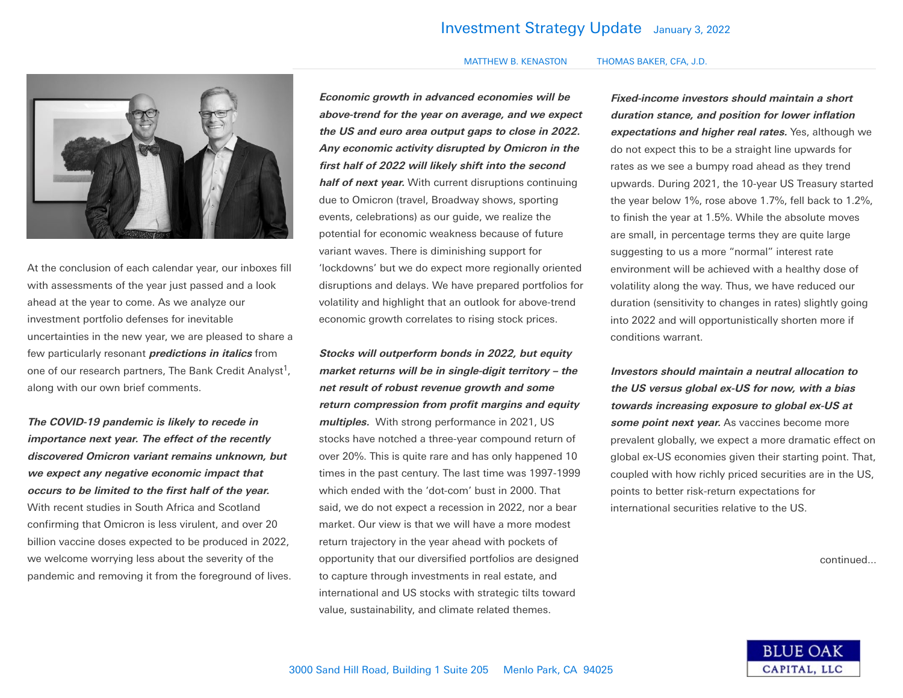# Investment Strategy Update

January 3, 2022

MATTHEW B. KENASTON    THOMAS BAKER, CFA, J.D.

At the conclusion of each calendar year, our inboxes fill with assessments of the year just passed and a look ahead at the year to come. As we analyze our investment portfolio defenses for inevitable uncertainties in the new year, we are pleased to share a few particularly resonant ***predictions in italics*** from one of our research partners, The Bank Credit Analyst[1], along with our own brief comments.

***The COVID-19 pandemic is likely to recede in importance next year. The effect of the recently discovered Omicron variant remains unknown, but we expect any negative economic impact that occurs to be limited to the first half of the year.*** With recent studies in South Africa and Scotland confirming that Omicron is less virulent, and over 20 billion vaccine doses expected to be produced in 2022, we welcome worrying less about the severity of the pandemic and removing it from the foreground of lives.

***Economic growth in advanced economies will be above-trend for the year on average, and we expect the US and euro area output gaps to close in 2022. Any economic activity disrupted by Omicron in the first half of 2022 will likely shift into the second half of next year.*** With current disruptions continuing due to Omicron (travel, Broadway shows, sporting events, celebrations) as our guide, we realize the potential for economic weakness because of future variant waves. There is diminishing support for 'lockdowns' but we do expect more regionally oriented disruptions and delays. We have prepared portfolios for volatility and highlight that an outlook for above-trend economic growth correlates to rising stock prices.

***Stocks will outperform bonds in 2022, but equity market returns will be in single-digit territory – the net result of robust revenue growth and some return compression from profit margins and equity multiples.*** With strong performance in 2021, US stocks have notched a three-year compound return of over 20%. This is quite rare and has only happened 10 times in the past century. The last time was 1997-1999 which ended with the 'dot-com' bust in 2000. That said, we do not expect a recession in 2022, nor a bear market. Our view is that we will have a more modest return trajectory in the year ahead with pockets of opportunity that our diversified portfolios are designed to capture through investments in real estate, and international and US stocks with strategic tilts toward value, sustainability, and climate related themes.

***Fixed-income investors should maintain a short duration stance, and position for lower inflation expectations and higher real rates.*** Yes, although we do not expect this to be a straight line upwards for rates as we see a bumpy road ahead as they trend upwards. During 2021, the 10-year US Treasury started the year below 1%, rose above 1.7%, fell back to 1.2%, to finish the year at 1.5%. While the absolute moves are small, in percentage terms they are quite large suggesting to us a more "normal" interest rate environment will be achieved with a healthy dose of volatility along the way. Thus, we have reduced our duration (sensitivity to changes in rates) slightly going into 2022 and will opportunistically shorten more if conditions warrant.

***Investors should maintain a neutral allocation to the US versus global ex-US for now, with a bias towards increasing exposure to global ex-US at some point next year.*** As vaccines become more prevalent globally, we expect a more dramatic effect on global ex-US economies given their starting point. That, coupled with how richly priced securities are in the US, points to better risk-return expectations for international securities relative to the US.

continued...

3000 Sand Hill Road, Building 1 Suite 205    Menlo Park, CA 94025

BLUE OAK CAPITAL, LLC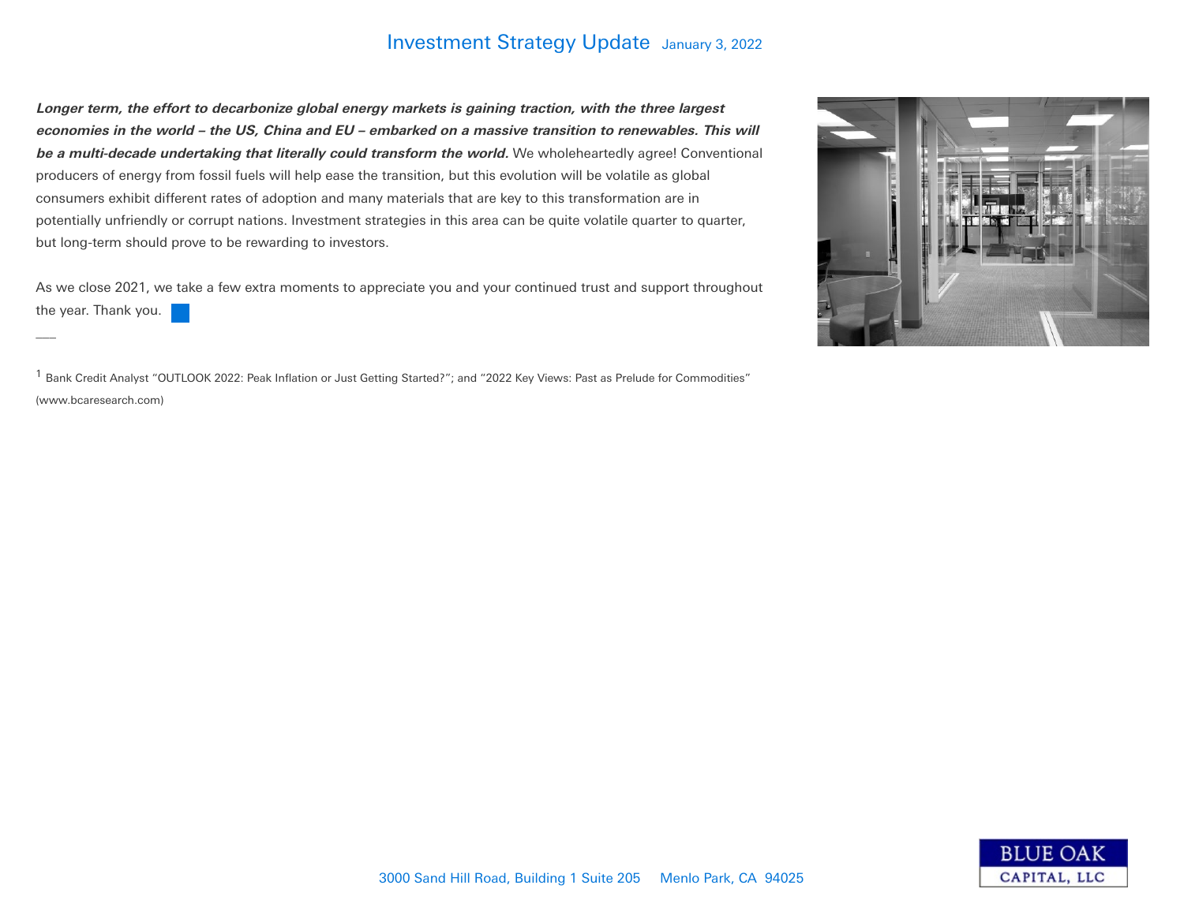***Longer term, the effort to decarbonize global energy markets is gaining traction, with the three largest economies in the world – the US, China and EU – embarked on a massive transition to renewables. This will be a multi-decade undertaking that literally could transform the world.*** We wholeheartedly agree! Conventional producers of energy from fossil fuels will help ease the transition, but this evolution will be volatile as global consumers exhibit different rates of adoption and many materials that are key to this transformation are in potentially unfriendly or corrupt nations. Investment strategies in this area can be quite volatile quarter to quarter, but long-term should prove to be rewarding to investors.

As we close 2021, we take a few extra moments to appreciate you and your continued trust and support throughout the year. Thank you.

---

[1] Bank Credit Analyst "OUTLOOK 2022: Peak Inflation or Just Getting Started?"; and "2022 Key Views: Past as Prelude for Commodities" (www.bcaresearch.com)